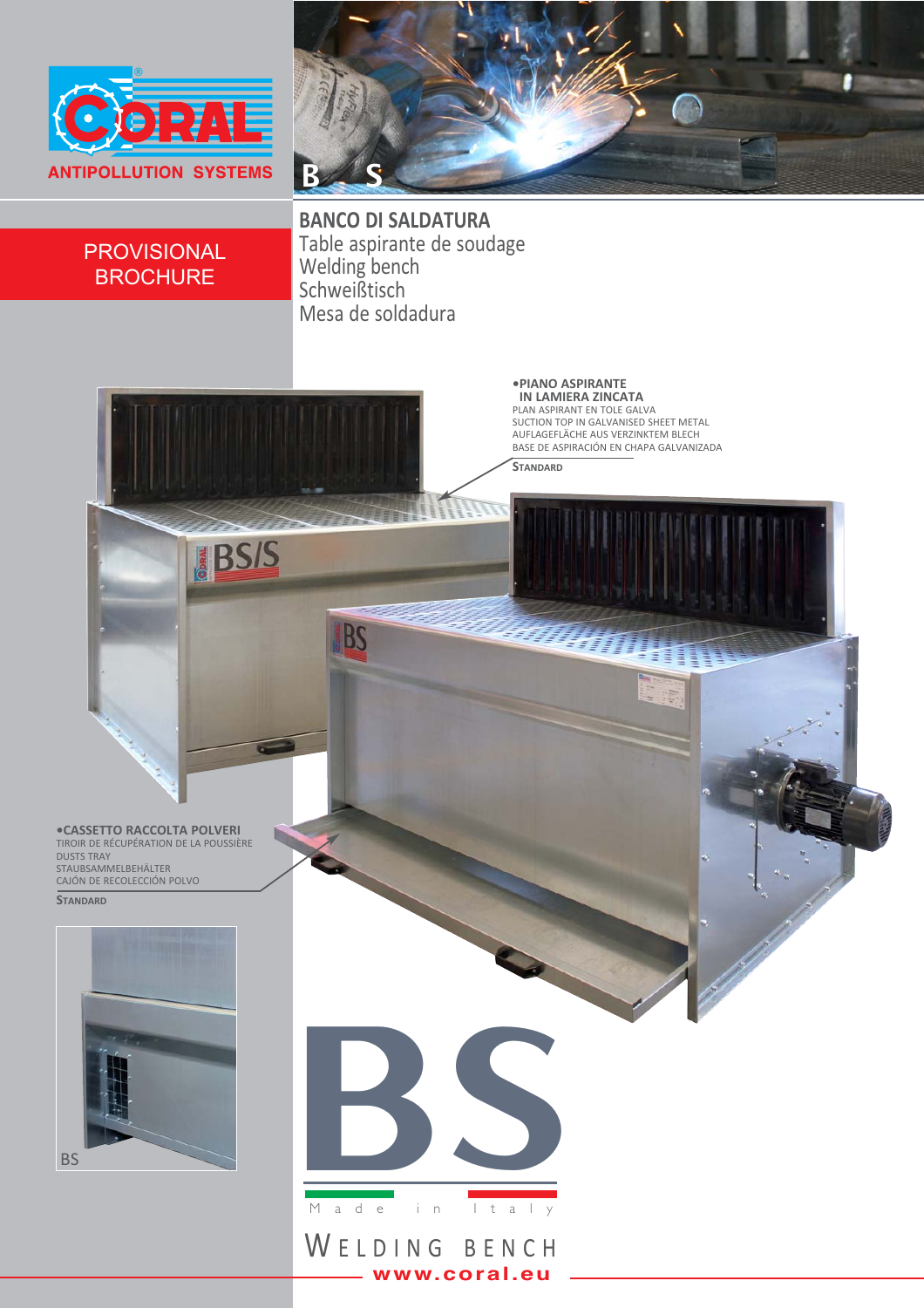CORAL ANTIPOLLUTION SYSTEMS

PROVISIONAL BROCHURE

# BANCO DI SALDATURA

Table aspirante de soudage
Welding bench
Schweißtisch
Mesa de soldadura

**•PIANO ASPIRANTE IN LAMIERA ZINCATA**
PLAN ASPIRANT EN TOLE GALVA
SUCTION TOP IN GALVANISED SHEET METAL
AUFLAGEFLÄCHE AUS VERZINKTEM BLECH
BASE DE ASPIRACIÓN EN CHAPA GALVANIZADA
STANDARD

BS/S

BS

**•CASSETTO RACCOLTA POLVERI**
TIROIR DE RÉCUPÉRATION DE LA POUSSIÈRE
DUSTS TRAY
STAUBSAMMELBEHÄLTER
CAJÓN DE RECOLECCIÓN POLVO
STANDARD

BS

# BS

Made in Italy

WELDING BENCH

www.coral.eu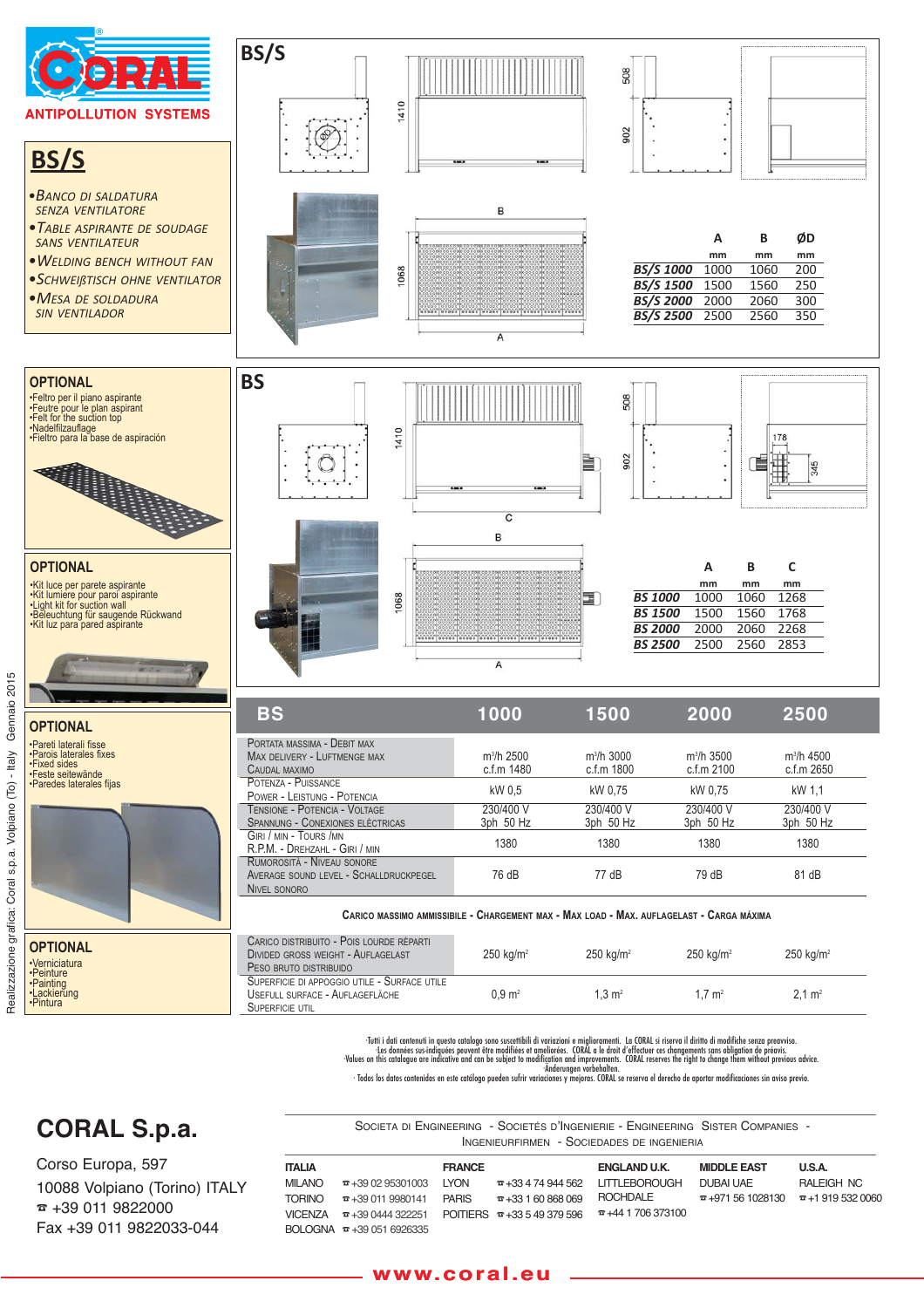CORAL®

ANTIPOLLUTION SYSTEMS

# BS/S

- *Banco di saldatura senza ventilatore*
- *Table aspirante de soudage sans ventilateur*
- *Welding bench without fan*
- *Schweißtisch ohne Ventilator*
- *Mesa de soldadura sin ventilador*

## BS/S

1410

508

902

B

1068

A

| | A | B | ØD |
|---|---|---|---|
| | mm | mm | mm |
| ***BS/S 1000*** | 1000 | 1060 | 200 |
| ***BS/S 1500*** | 1500 | 1560 | 250 |
| ***BS/S 2000*** | 2000 | 2060 | 300 |
| ***BS/S 2500*** | 2500 | 2560 | 350 |

## OPTIONAL

- Feltro per il piano aspirante
- Feutre pour le plan aspirant
- Felt for the suction top
- Nadelfilzauflage
- Fieltro para la base de aspiración

## OPTIONAL

- Kit luce per parete aspirante
- Kit lumiere pour paroi aspirante
- Light kit for suction wall
- Beleuchtung für saugende Rückwand
- Kit luz para pared aspirante

## OPTIONAL

- Pareti laterali fisse
- Parois laterales fixes
- Fixed sides
- Feste seitewände
- Paredes laterales fijas

## OPTIONAL

- Verniciatura
- Peinture
- Painting
- Lackierung
- Pintura

## BS

1410

508

902

178

345

C

B

1068

A

| | A | B | C |
|---|---|---|---|
| | mm | mm | mm |
| ***BS 1000*** | 1000 | 1060 | 1268 |
| ***BS 1500*** | 1500 | 1560 | 1768 |
| ***BS 2000*** | 2000 | 2060 | 2268 |
| ***BS 2500*** | 2500 | 2560 | 2853 |

| BS | 1000 | 1500 | 2000 | 2500 |
|---|---|---|---|---|
| Portata massima - Debit max<br>Max delivery - Luftmenge max<br>Caudal maximo | m³/h 2500<br>c.f.m 1480 | m³/h 3000<br>c.f.m 1800 | m³/h 3500<br>c.f.m 2100 | m³/h 4500<br>c.f.m 2650 |
| Potenza - Puissance<br>Power - Leistung - Potencia | kW 0,5 | kW 0,75 | kW 0,75 | kW 1,1 |
| Tensione - Potencia - Voltage<br>Spannung - Conexiones eléctricas | 230/400 V<br>3ph 50 Hz | 230/400 V<br>3ph 50 Hz | 230/400 V<br>3ph 50 Hz | 230/400 V<br>3ph 50 Hz |
| Giri / min - Tours /mn<br>R.P.M. - Drehzahl - Giri / min | 1380 | 1380 | 1380 | 1380 |
| Rumorosità - Niveau sonore<br>Average sound level - Schalldruckpegel<br>Nivel sonoro | 76 dB | 77 dB | 79 dB | 81 dB |

**Carico massimo ammissibile - Chargement max - Max load - Max. auflagelast - Carga máxima**

| | | | | |
|---|---|---|---|---|
| Carico distribuito - Pois lourde réparti<br>Divided gross weight - Auflagelast<br>Peso bruto distribuido | 250 kg/m² | 250 kg/m² | 250 kg/m² | 250 kg/m² |
| Superficie di appoggio utile - Surface utile<br>Usefull surface - Auflagefläche<br>Superficie util | 0,9 m² | 1,3 m² | 1,7 m² | 2,1 m² |

·Tutti i dati contenuti in questo catalogo sono suscettibili di variazioni e miglioramenti. La CORAL si riserva il diritto di modifiche senza preavviso.
·Les données sus-indiquées peuvent être modifiées et ameliorées. CORAL a le droit d'effectuer ces changements sans obligation de préavis.
·Values on this catalogue are indicative and can be subject to modification and improvements. CORAL reserves the right to change them without previous advice.
·Änderungen vorbehalten.
· Todos los datos contenidos en este catálogo pueden sufrir variaciones y mejoras. CORAL se reserva el derecho de aportar modificaciones sin aviso previo.

Realizzazione grafica: Coral s.p.a. Volpiano (To) - Italy Gennaio 2015

## CORAL S.p.a.

Corso Europa, 597
10088 Volpiano (Torino) ITALY
☎ +39 011 9822000
Fax +39 011 9822033-044

Società di Engineering - Sociétés d'Ingenierie - Engineering Sister Companies - Ingenieurfirmen - Sociedades de Ingenieria

| ITALIA | | FRANCE | | ENGLAND U.K. | MIDDLE EAST | U.S.A. |
|---|---|---|---|---|---|---|
| MILANO | ☎ +39 02 95301003 | LYON | ☎ +33 4 74 944 562 | LITTLEBOROUGH | DUBAI UAE | RALEIGH NC |
| TORINO | ☎ +39 011 9980141 | PARIS | ☎ +33 1 60 868 069 | ROCHDALE | ☎ +971 56 1028130 | ☎ +1 919 532 0060 |
| VICENZA | ☎ +39 0444 322251 | POITIERS | ☎ +33 5 49 379 596 | ☎ +44 1 706 373100 | | |
| BOLOGNA | ☎ +39 051 6926335 | | | | | |

www.coral.eu